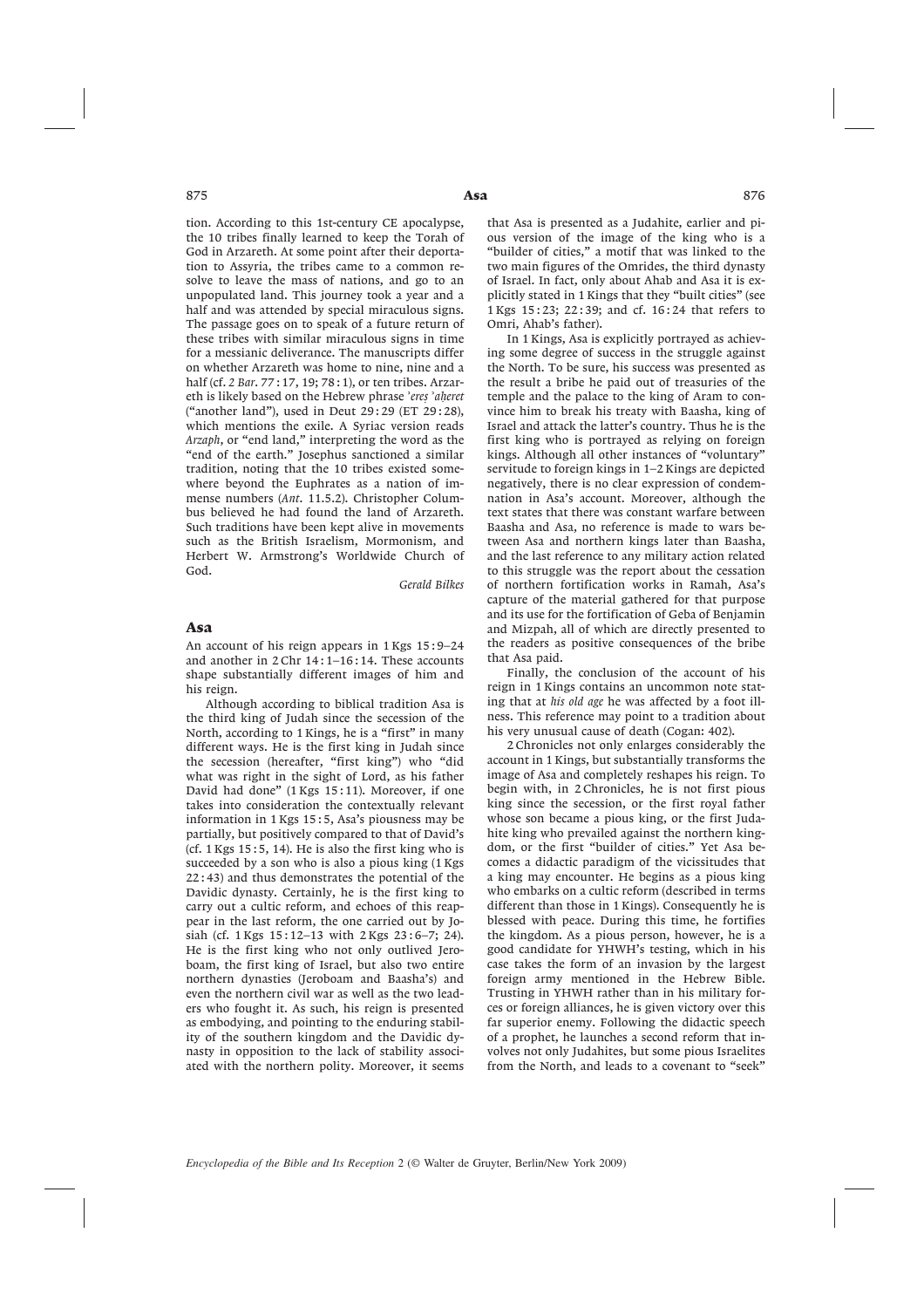tion. According to this 1st-century CE apocalypse, the 10 tribes finally learned to keep the Torah of God in Arzareth. At some point after their deportation to Assyria, the tribes came to a common resolve to leave the mass of nations, and go to an unpopulated land. This journey took a year and a half and was attended by special miraculous signs. The passage goes on to speak of a future return of these tribes with similar miraculous signs in time for a messianic deliverance. The manuscripts differ on whether Arzareth was home to nine, nine and a half (cf. *2 Bar*. 77 : 17, 19; 78 : 1), or ten tribes. Arzareth is likely based on the Hebrew phrase *'ereṣ 'aḥeret* ("another land"), used in Deut 29 : 29 (ET 29 : 28), which mentions the exile. A Syriac version reads *Arzaph*, or "end land," interpreting the word as the "end of the earth." Josephus sanctioned a similar tradition, noting that the 10 tribes existed somewhere beyond the Euphrates as a nation of immense numbers (*Ant*. 11.5.2). Christopher Columbus believed he had found the land of Arzareth. Such traditions have been kept alive in movements such as the British Israelism, Mormonism, and Herbert W. Armstrong's Worldwide Church of God.

*Gerald Bilkes*

## Asa

An account of his reign appears in 1 Kgs 15 : 9–24 and another in 2 Chr 14 : 1–16 : 14. These accounts shape substantially different images of him and his reign.

Although according to biblical tradition Asa is the third king of Judah since the secession of the North, according to 1 Kings, he is a "first" in many different ways. He is the first king in Judah since the secession (hereafter, "first king") who "did what was right in the sight of Lord, as his father David had done" (1 Kgs 15 : 11). Moreover, if one takes into consideration the contextually relevant information in 1 Kgs 15 : 5, Asa's piousness may be partially, but positively compared to that of David's (cf. 1 Kgs 15 : 5, 14). He is also the first king who is succeeded by a son who is also a pious king (1 Kgs 22 : 43) and thus demonstrates the potential of the Davidic dynasty. Certainly, he is the first king to carry out a cultic reform, and echoes of this reappear in the last reform, the one carried out by Josiah (cf. 1 Kgs 15 : 12–13 with 2 Kgs 23 : 6–7; 24). He is the first king who not only outlived Jeroboam, the first king of Israel, but also two entire northern dynasties (Jeroboam and Baasha's) and even the northern civil war as well as the two leaders who fought it. As such, his reign is presented as embodying, and pointing to the enduring stability of the southern kingdom and the Davidic dynasty in opposition to the lack of stability associated with the northern polity. Moreover, it seems that Asa is presented as a Judahite, earlier and pious version of the image of the king who is a "builder of cities," a motif that was linked to the two main figures of the Omrides, the third dynasty of Israel. In fact, only about Ahab and Asa it is explicitly stated in 1 Kings that they "built cities" (see 1 Kgs 15 : 23; 22 : 39; and cf. 16 : 24 that refers to Omri, Ahab's father).

In 1 Kings, Asa is explicitly portrayed as achieving some degree of success in the struggle against the North. To be sure, his success was presented as the result a bribe he paid out of treasuries of the temple and the palace to the king of Aram to convince him to break his treaty with Baasha, king of Israel and attack the latter's country. Thus he is the first king who is portrayed as relying on foreign kings. Although all other instances of "voluntary" servitude to foreign kings in 1–2 Kings are depicted negatively, there is no clear expression of condemnation in Asa's account. Moreover, although the text states that there was constant warfare between Baasha and Asa, no reference is made to wars between Asa and northern kings later than Baasha, and the last reference to any military action related to this struggle was the report about the cessation of northern fortification works in Ramah, Asa's capture of the material gathered for that purpose and its use for the fortification of Geba of Benjamin and Mizpah, all of which are directly presented to the readers as positive consequences of the bribe that Asa paid.

Finally, the conclusion of the account of his reign in 1 Kings contains an uncommon note stating that at *his old age* he was affected by a foot illness. This reference may point to a tradition about his very unusual cause of death (Cogan: 402).

2 Chronicles not only enlarges considerably the account in 1 Kings, but substantially transforms the image of Asa and completely reshapes his reign. To begin with, in 2 Chronicles, he is not first pious king since the secession, or the first royal father whose son became a pious king, or the first Judahite king who prevailed against the northern kingdom, or the first "builder of cities." Yet Asa becomes a didactic paradigm of the vicissitudes that a king may encounter. He begins as a pious king who embarks on a cultic reform (described in terms different than those in 1 Kings). Consequently he is blessed with peace. During this time, he fortifies the kingdom. As a pious person, however, he is a good candidate for YHWH's testing, which in his case takes the form of an invasion by the largest foreign army mentioned in the Hebrew Bible. Trusting in YHWH rather than in his military forces or foreign alliances, he is given victory over this far superior enemy. Following the didactic speech of a prophet, he launches a second reform that involves not only Judahites, but some pious Israelites from the North, and leads to a covenant to "seek"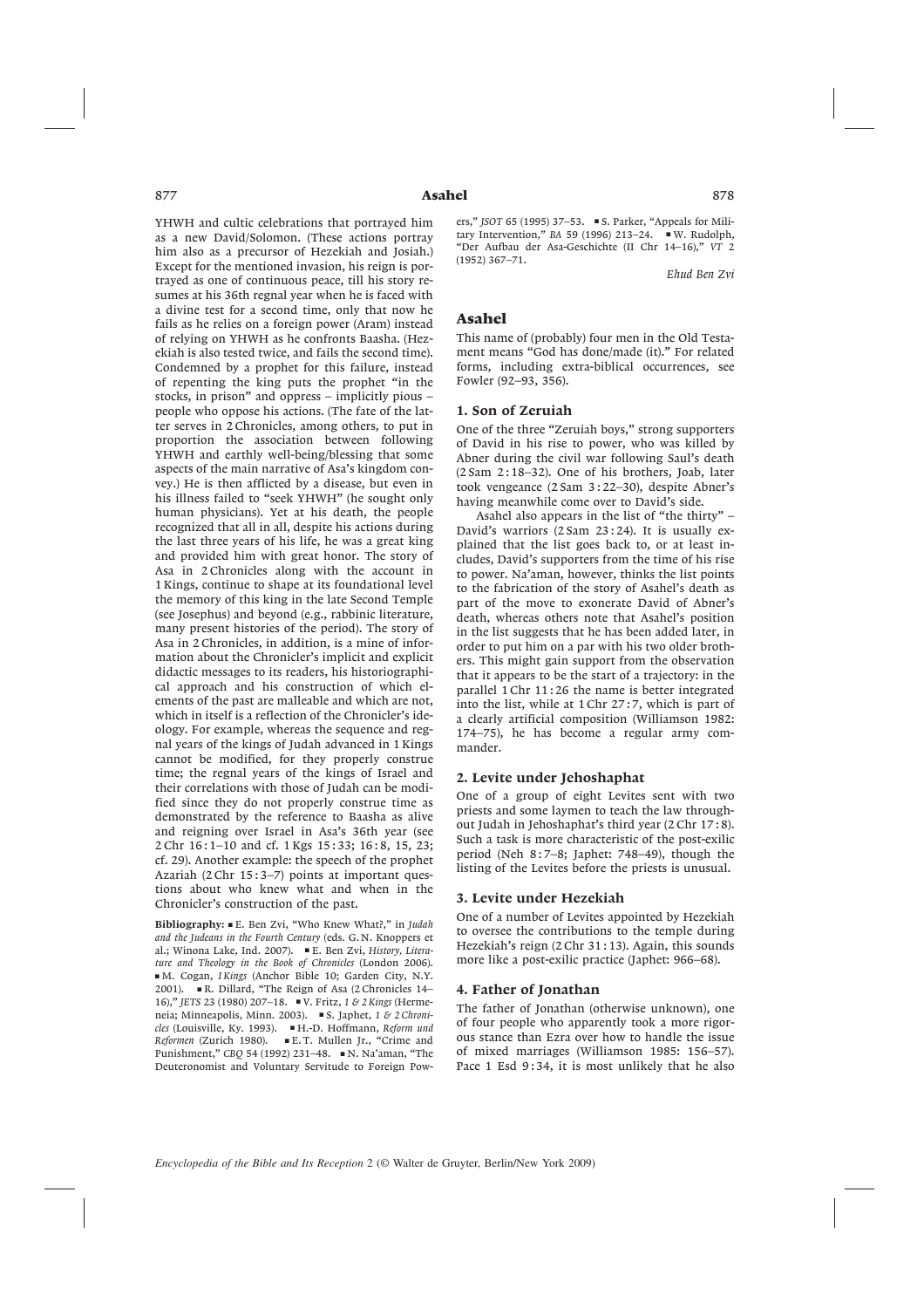YHWH and cultic celebrations that portrayed him as a new David/Solomon. (These actions portray him also as a precursor of Hezekiah and Josiah.) Except for the mentioned invasion, his reign is portrayed as one of continuous peace, till his story resumes at his 36th regnal year when he is faced with a divine test for a second time, only that now he fails as he relies on a foreign power (Aram) instead of relying on YHWH as he confronts Baasha. (Hezekiah is also tested twice, and fails the second time). Condemned by a prophet for this failure, instead of repenting the king puts the prophet "in the stocks, in prison" and oppress – implicitly pious – people who oppose his actions. (The fate of the latter serves in 2 Chronicles, among others, to put in proportion the association between following YHWH and earthly well-being/blessing that some aspects of the main narrative of Asa's kingdom convey.) He is then afflicted by a disease, but even in his illness failed to "seek YHWH" (he sought only human physicians). Yet at his death, the people recognized that all in all, despite his actions during the last three years of his life, he was a great king and provided him with great honor. The story of Asa in 2 Chronicles along with the account in 1 Kings, continue to shape at its foundational level the memory of this king in the late Second Temple (see Josephus) and beyond (e.g., rabbinic literature, many present histories of the period). The story of Asa in 2 Chronicles, in addition, is a mine of information about the Chronicler's implicit and explicit didactic messages to its readers, his historiographical approach and his construction of which elements of the past are malleable and which are not, which in itself is a reflection of the Chronicler's ideology. For example, whereas the sequence and regnal years of the kings of Judah advanced in 1 Kings cannot be modified, for they properly construe time; the regnal years of the kings of Israel and their correlations with those of Judah can be modified since they do not properly construe time as demonstrated by the reference to Baasha as alive and reigning over Israel in Asa's 36th year (see 2 Chr 16 : 1–10 and cf. 1 Kgs 15 : 33; 16 : 8, 15, 23; cf. 29). Another example: the speech of the prophet Azariah (2 Chr 15 : 3–7) points at important questions about who knew what and when in the Chronicler's construction of the past.

**Bibliography:** ▪ E. Ben Zvi, "Who Knew What?," in *Judah and the Judeans in the Fourth Century* (eds. G. N. Knoppers et al.; Winona Lake, Ind. 2007). ▪ E. Ben Zvi, *History, Literature and Theology in the Book of Chronicles* (London 2006). ▪ M. Cogan, *I Kings* (Anchor Bible 10; Garden City, N.Y. 2001). ▪ R. Dillard, "The Reign of Asa (2 Chronicles 14–16)," *JETS* 23 (1980) 207–18. ▪ V. Fritz, *1 & 2 Kings* (Hermeneia; Minneapolis, Minn. 2003). ▪ S. Japhet, *I & 2 Chronicles* (Louisville, Ky. 1993). ▪ H.-D. Hoffmann, *Reform und Reformen* (Zurich 1980). ▪ E. T. Mullen Jr., "Crime and Punishment," *CBQ* 54 (1992) 231–48. ▪ N. Na'aman, "The Deuteronomist and Voluntary Servitude to Foreign Powers," *JSOT* 65 (1995) 37–53. ▪ S. Parker, "Appeals for Military Intervention," *BA* 59 (1996) 213–24. ▪ W. Rudolph, "Der Aufbau der Asa-Geschichte (II Chr 14–16)," *VT* 2 (1952) 367–71.

*Ehud Ben Zvi*

## Asahel

This name of (probably) four men in the Old Testament means "God has done/made (it)." For related forms, including extra-biblical occurrences, see Fowler (92–93, 356).

### 1. Son of Zeruiah

One of the three "Zeruiah boys," strong supporters of David in his rise to power, who was killed by Abner during the civil war following Saul's death (2 Sam 2 : 18–32). One of his brothers, Joab, later took vengeance (2 Sam 3 : 22–30), despite Abner's having meanwhile come over to David's side.

Asahel also appears in the list of "the thirty" – David's warriors (2 Sam 23 : 24). It is usually explained that the list goes back to, or at least includes, David's supporters from the time of his rise to power. Na'aman, however, thinks the list points to the fabrication of the story of Asahel's death as part of the move to exonerate David of Abner's death, whereas others note that Asahel's position in the list suggests that he has been added later, in order to put him on a par with his two older brothers. This might gain support from the observation that it appears to be the start of a trajectory: in the parallel 1 Chr 11 : 26 the name is better integrated into the list, while at 1 Chr 27 : 7, which is part of a clearly artificial composition (Williamson 1982: 174–75), he has become a regular army commander.

### 2. Levite under Jehoshaphat

One of a group of eight Levites sent with two priests and some laymen to teach the law throughout Judah in Jehoshaphat's third year (2 Chr 17 : 8). Such a task is more characteristic of the post-exilic period (Neh 8 : 7–8; Japhet: 748–49), though the listing of the Levites before the priests is unusual.

### 3. Levite under Hezekiah

One of a number of Levites appointed by Hezekiah to oversee the contributions to the temple during Hezekiah's reign (2 Chr 31 : 13). Again, this sounds more like a post-exilic practice (Japhet: 966–68).

### 4. Father of Jonathan

The father of Jonathan (otherwise unknown), one of four people who apparently took a more rigorous stance than Ezra over how to handle the issue of mixed marriages (Williamson 1985: 156–57). Pace 1 Esd 9 : 34, it is most unlikely that he also